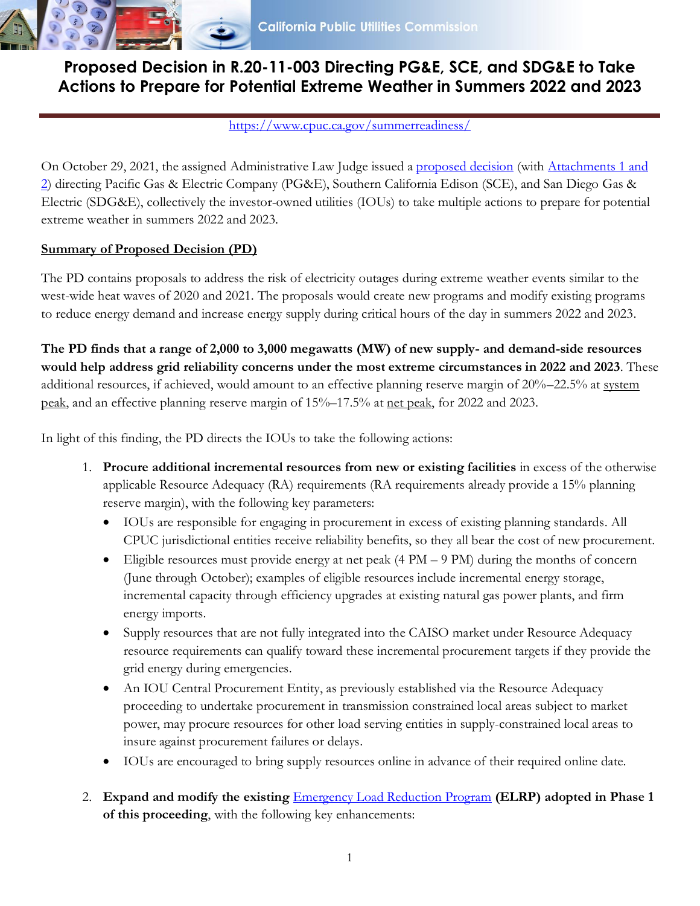# Proposed Decision in R.20-11-003 Directing PG&E, SCE, and SDG&E to Take Actions to Prepare for Potential Extreme Weather in Summers 2022 and 2023

https://www.cpuc.ca.gov/summerreadiness/

On October 29, 2021, the assigned Administrative Law Judge issued a proposed decision (with Attachments 1 and 2) directing Pacific Gas & Electric Company (PG&E), Southern California Edison (SCE), and San Diego Gas & Electric (SDG&E), collectively the investor-owned utilities (IOUs) to take multiple actions to prepare for potential extreme weather in summers 2022 and 2023.

## Summary of Proposed Decision (PD)

The PD contains proposals to address the risk of electricity outages during extreme weather events similar to the west-wide heat waves of 2020 and 2021. The proposals would create new programs and modify existing programs to reduce energy demand and increase energy supply during critical hours of the day in summers 2022 and 2023.

**The PD finds that a range of 2,000 to 3,000 megawatts (MW) of new supply- and demand-side resources would help address grid reliability concerns under the most extreme circumstances in 2022 and 2023**. These additional resources, if achieved, would amount to an effective planning reserve margin of 20%–22.5% at system peak, and an effective planning reserve margin of 15%–17.5% at net peak, for 2022 and 2023.

In light of this finding, the PD directs the IOUs to take the following actions:

1. **Procure additional incremental resources from new or existing facilities** in excess of the otherwise applicable Resource Adequacy (RA) requirements (RA requirements already provide a 15% planning reserve margin), with the following key parameters:
   - IOUs are responsible for engaging in procurement in excess of existing planning standards. All CPUC jurisdictional entities receive reliability benefits, so they all bear the cost of new procurement.
   - Eligible resources must provide energy at net peak (4 PM – 9 PM) during the months of concern (June through October); examples of eligible resources include incremental energy storage, incremental capacity through efficiency upgrades at existing natural gas power plants, and firm energy imports.
   - Supply resources that are not fully integrated into the CAISO market under Resource Adequacy resource requirements can qualify toward these incremental procurement targets if they provide the grid energy during emergencies.
   - An IOU Central Procurement Entity, as previously established via the Resource Adequacy proceeding to undertake procurement in transmission constrained local areas subject to market power, may procure resources for other load serving entities in supply-constrained local areas to insure against procurement failures or delays.
   - IOUs are encouraged to bring supply resources online in advance of their required online date.

2. **Expand and modify the existing Emergency Load Reduction Program (ELRP) adopted in Phase 1 of this proceeding**, with the following key enhancements: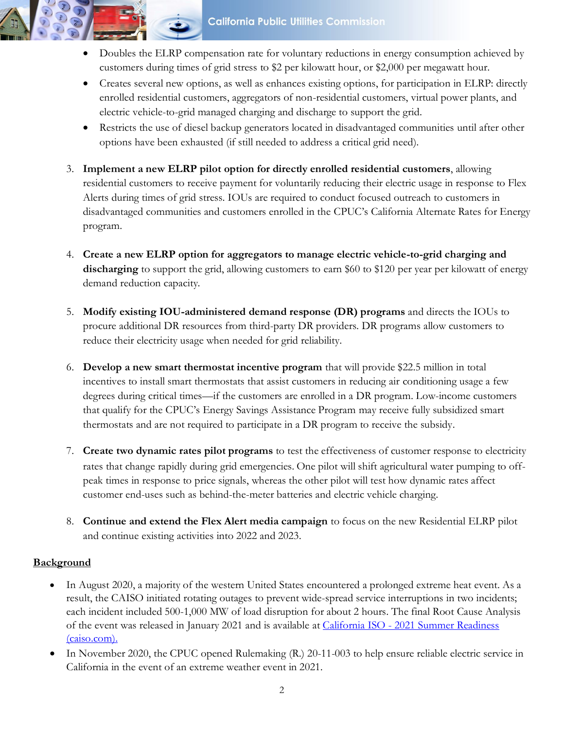- Doubles the ELRP compensation rate for voluntary reductions in energy consumption achieved by customers during times of grid stress to $2 per kilowatt hour, or $2,000 per megawatt hour.
- Creates several new options, as well as enhances existing options, for participation in ELRP: directly enrolled residential customers, aggregators of non-residential customers, virtual power plants, and electric vehicle-to-grid managed charging and discharge to support the grid.
- Restricts the use of diesel backup generators located in disadvantaged communities until after other options have been exhausted (if still needed to address a critical grid need).

3. **Implement a new ELRP pilot option for directly enrolled residential customers**, allowing residential customers to receive payment for voluntarily reducing their electric usage in response to Flex Alerts during times of grid stress. IOUs are required to conduct focused outreach to customers in disadvantaged communities and customers enrolled in the CPUC's California Alternate Rates for Energy program.

4. **Create a new ELRP option for aggregators to manage electric vehicle-to-grid charging and discharging** to support the grid, allowing customers to earn $60 to $120 per year per kilowatt of energy demand reduction capacity.

5. **Modify existing IOU-administered demand response (DR) programs** and directs the IOUs to procure additional DR resources from third-party DR providers. DR programs allow customers to reduce their electricity usage when needed for grid reliability.

6. **Develop a new smart thermostat incentive program** that will provide $22.5 million in total incentives to install smart thermostats that assist customers in reducing air conditioning usage a few degrees during critical times—if the customers are enrolled in a DR program. Low-income customers that qualify for the CPUC's Energy Savings Assistance Program may receive fully subsidized smart thermostats and are not required to participate in a DR program to receive the subsidy.

7. **Create two dynamic rates pilot programs** to test the effectiveness of customer response to electricity rates that change rapidly during grid emergencies. One pilot will shift agricultural water pumping to off-peak times in response to price signals, whereas the other pilot will test how dynamic rates affect customer end-uses such as behind-the-meter batteries and electric vehicle charging.

8. **Continue and extend the Flex Alert media campaign** to focus on the new Residential ELRP pilot and continue existing activities into 2022 and 2023.

## Background

- In August 2020, a majority of the western United States encountered a prolonged extreme heat event. As a result, the CAISO initiated rotating outages to prevent wide-spread service interruptions in two incidents; each incident included 500-1,000 MW of load disruption for about 2 hours. The final Root Cause Analysis of the event was released in January 2021 and is available at California ISO - 2021 Summer Readiness (caiso.com).
- In November 2020, the CPUC opened Rulemaking (R.) 20-11-003 to help ensure reliable electric service in California in the event of an extreme weather event in 2021.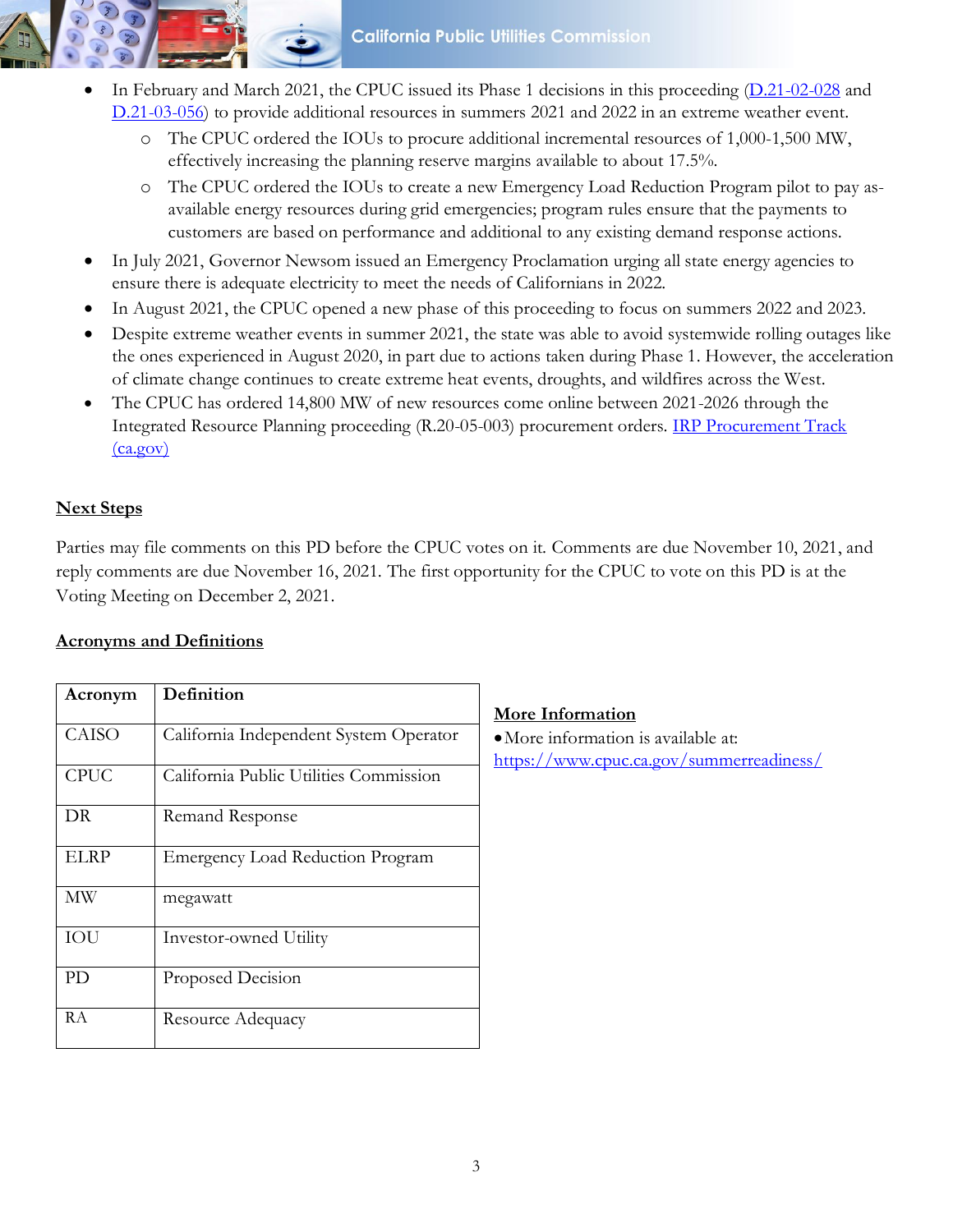- In February and March 2021, the CPUC issued its Phase 1 decisions in this proceeding ([D.21-02-028]() and [D.21-03-056]()) to provide additional resources in summers 2021 and 2022 in an extreme weather event.
  - The CPUC ordered the IOUs to procure additional incremental resources of 1,000-1,500 MW, effectively increasing the planning reserve margins available to about 17.5%.
  - The CPUC ordered the IOUs to create a new Emergency Load Reduction Program pilot to pay as-available energy resources during grid emergencies; program rules ensure that the payments to customers are based on performance and additional to any existing demand response actions.
- In July 2021, Governor Newsom issued an Emergency Proclamation urging all state energy agencies to ensure there is adequate electricity to meet the needs of Californians in 2022.
- In August 2021, the CPUC opened a new phase of this proceeding to focus on summers 2022 and 2023.
- Despite extreme weather events in summer 2021, the state was able to avoid systemwide rolling outages like the ones experienced in August 2020, in part due to actions taken during Phase 1. However, the acceleration of climate change continues to create extreme heat events, droughts, and wildfires across the West.
- The CPUC has ordered 14,800 MW of new resources come online between 2021-2026 through the Integrated Resource Planning proceeding (R.20-05-003) procurement orders. [IRP Procurement Track (ca.gov)]()

## Next Steps

Parties may file comments on this PD before the CPUC votes on it. Comments are due November 10, 2021, and reply comments are due November 16, 2021. The first opportunity for the CPUC to vote on this PD is at the Voting Meeting on December 2, 2021.

## Acronyms and Definitions

| Acronym | Definition |
|---|---|
| CAISO | California Independent System Operator |
| CPUC | California Public Utilities Commission |
| DR | Remand Response |
| ELRP | Emergency Load Reduction Program |
| MW | megawatt |
| IOU | Investor-owned Utility |
| PD | Proposed Decision |
| RA | Resource Adequacy |

## More Information

- More information is available at: [https://www.cpuc.ca.gov/summerreadiness/](https://www.cpuc.ca.gov/summerreadiness/)